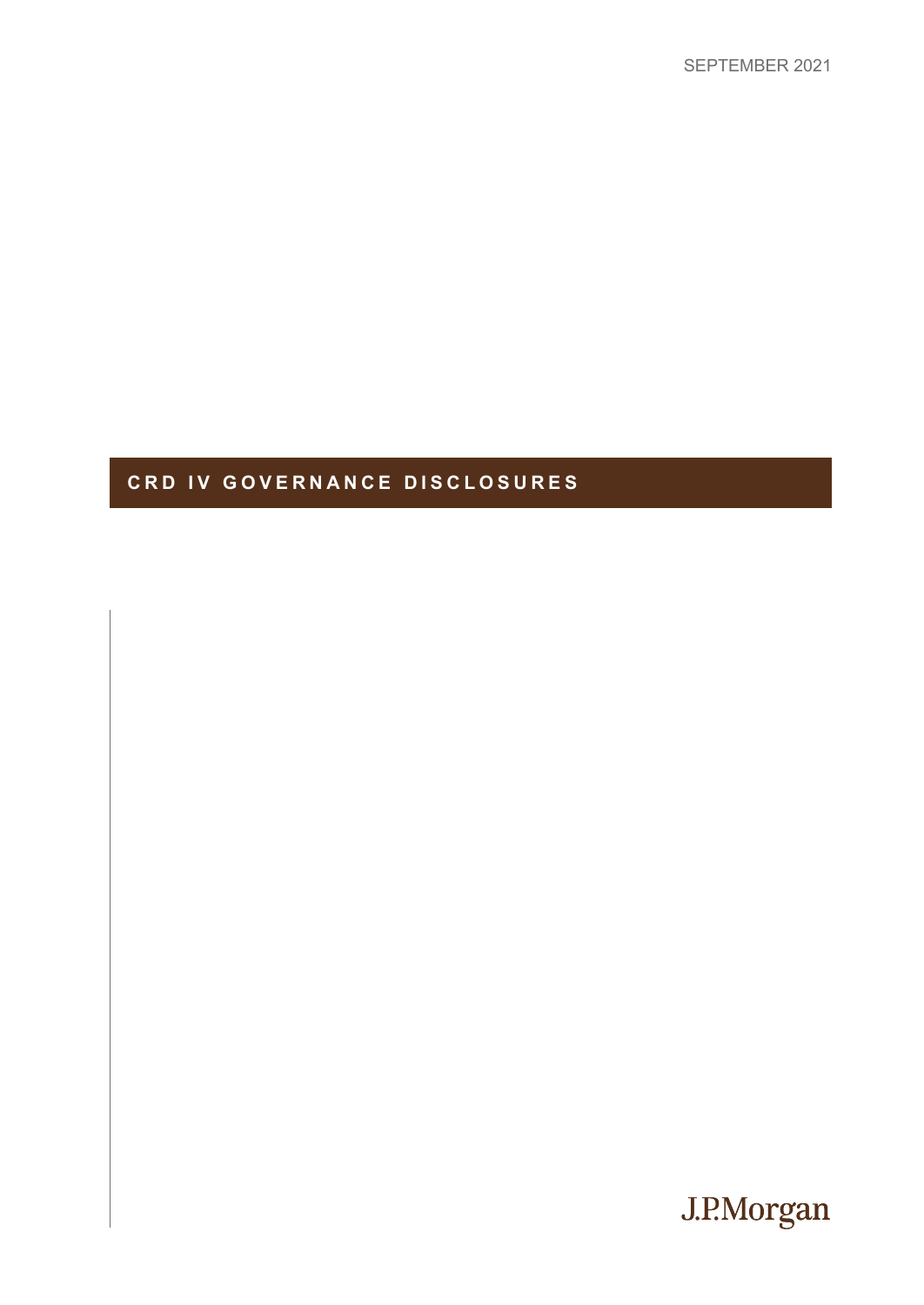SEPTEMBER 2021

# CRD IV GOVERNANCE DISCLOSURES

J.P.Morgan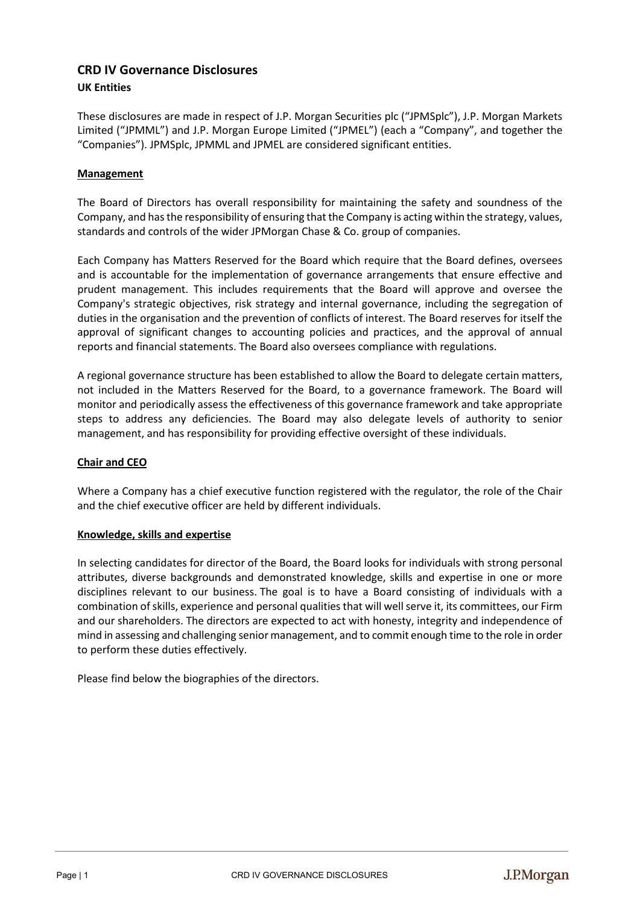# CRD IV Governance Disclosures

## UK Entities

These disclosures are made in respect of J.P. Morgan Securities plc ("JPMSplc"), J.P. Morgan Markets Limited ("JPMML") and J.P. Morgan Europe Limited ("JPMEL") (each a "Company", and together the "Companies"). JPMSplc, JPMML and JPMEL are considered significant entities.

### Management

The Board of Directors has overall responsibility for maintaining the safety and soundness of the Company, and has the responsibility of ensuring that the Company is acting within the strategy, values, standards and controls of the wider JPMorgan Chase & Co. group of companies.

Each Company has Matters Reserved for the Board which require that the Board defines, oversees and is accountable for the implementation of governance arrangements that ensure effective and prudent management. This includes requirements that the Board will approve and oversee the Company's strategic objectives, risk strategy and internal governance, including the segregation of duties in the organisation and the prevention of conflicts of interest. The Board reserves for itself the approval of significant changes to accounting policies and practices, and the approval of annual reports and financial statements. The Board also oversees compliance with regulations.

A regional governance structure has been established to allow the Board to delegate certain matters, not included in the Matters Reserved for the Board, to a governance framework. The Board will monitor and periodically assess the effectiveness of this governance framework and take appropriate steps to address any deficiencies. The Board may also delegate levels of authority to senior management, and has responsibility for providing effective oversight of these individuals.

### Chair and CEO

Where a Company has a chief executive function registered with the regulator, the role of the Chair and the chief executive officer are held by different individuals.

### Knowledge, skills and expertise

In selecting candidates for director of the Board, the Board looks for individuals with strong personal attributes, diverse backgrounds and demonstrated knowledge, skills and expertise in one or more disciplines relevant to our business. The goal is to have a Board consisting of individuals with a combination of skills, experience and personal qualities that will well serve it, its committees, our Firm and our shareholders. The directors are expected to act with honesty, integrity and independence of mind in assessing and challenging senior management, and to commit enough time to the role in order to perform these duties effectively.

Please find below the biographies of the directors.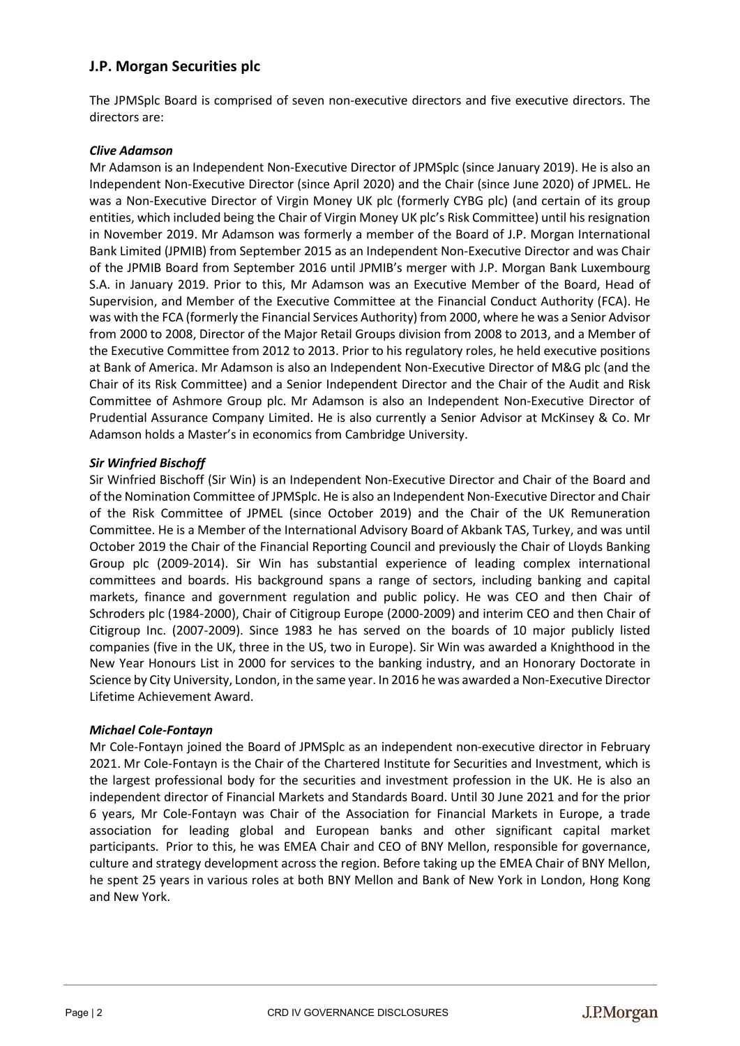## J.P. Morgan Securities plc

The JPMSplc Board is comprised of seven non-executive directors and five executive directors. The directors are:

### *Clive Adamson*

Mr Adamson is an Independent Non-Executive Director of JPMSplc (since January 2019). He is also an Independent Non-Executive Director (since April 2020) and the Chair (since June 2020) of JPMEL. He was a Non-Executive Director of Virgin Money UK plc (formerly CYBG plc) (and certain of its group entities, which included being the Chair of Virgin Money UK plc's Risk Committee) until his resignation in November 2019. Mr Adamson was formerly a member of the Board of J.P. Morgan International Bank Limited (JPMIB) from September 2015 as an Independent Non-Executive Director and was Chair of the JPMIB Board from September 2016 until JPMIB's merger with J.P. Morgan Bank Luxembourg S.A. in January 2019. Prior to this, Mr Adamson was an Executive Member of the Board, Head of Supervision, and Member of the Executive Committee at the Financial Conduct Authority (FCA). He was with the FCA (formerly the Financial Services Authority) from 2000, where he was a Senior Advisor from 2000 to 2008, Director of the Major Retail Groups division from 2008 to 2013, and a Member of the Executive Committee from 2012 to 2013. Prior to his regulatory roles, he held executive positions at Bank of America. Mr Adamson is also an Independent Non-Executive Director of M&G plc (and the Chair of its Risk Committee) and a Senior Independent Director and the Chair of the Audit and Risk Committee of Ashmore Group plc. Mr Adamson is also an Independent Non-Executive Director of Prudential Assurance Company Limited. He is also currently a Senior Advisor at McKinsey & Co. Mr Adamson holds a Master's in economics from Cambridge University.

### *Sir Winfried Bischoff*

Sir Winfried Bischoff (Sir Win) is an Independent Non-Executive Director and Chair of the Board and of the Nomination Committee of JPMSplc. He is also an Independent Non-Executive Director and Chair of the Risk Committee of JPMEL (since October 2019) and the Chair of the UK Remuneration Committee. He is a Member of the International Advisory Board of Akbank TAS, Turkey, and was until October 2019 the Chair of the Financial Reporting Council and previously the Chair of Lloyds Banking Group plc (2009-2014). Sir Win has substantial experience of leading complex international committees and boards. His background spans a range of sectors, including banking and capital markets, finance and government regulation and public policy. He was CEO and then Chair of Schroders plc (1984-2000), Chair of Citigroup Europe (2000-2009) and interim CEO and then Chair of Citigroup Inc. (2007-2009). Since 1983 he has served on the boards of 10 major publicly listed companies (five in the UK, three in the US, two in Europe). Sir Win was awarded a Knighthood in the New Year Honours List in 2000 for services to the banking industry, and an Honorary Doctorate in Science by City University, London, in the same year. In 2016 he was awarded a Non-Executive Director Lifetime Achievement Award.

### *Michael Cole-Fontayn*

Mr Cole-Fontayn joined the Board of JPMSplc as an independent non-executive director in February 2021. Mr Cole-Fontayn is the Chair of the Chartered Institute for Securities and Investment, which is the largest professional body for the securities and investment profession in the UK. He is also an independent director of Financial Markets and Standards Board. Until 30 June 2021 and for the prior 6 years, Mr Cole-Fontayn was Chair of the Association for Financial Markets in Europe, a trade association for leading global and European banks and other significant capital market participants. Prior to this, he was EMEA Chair and CEO of BNY Mellon, responsible for governance, culture and strategy development across the region. Before taking up the EMEA Chair of BNY Mellon, he spent 25 years in various roles at both BNY Mellon and Bank of New York in London, Hong Kong and New York.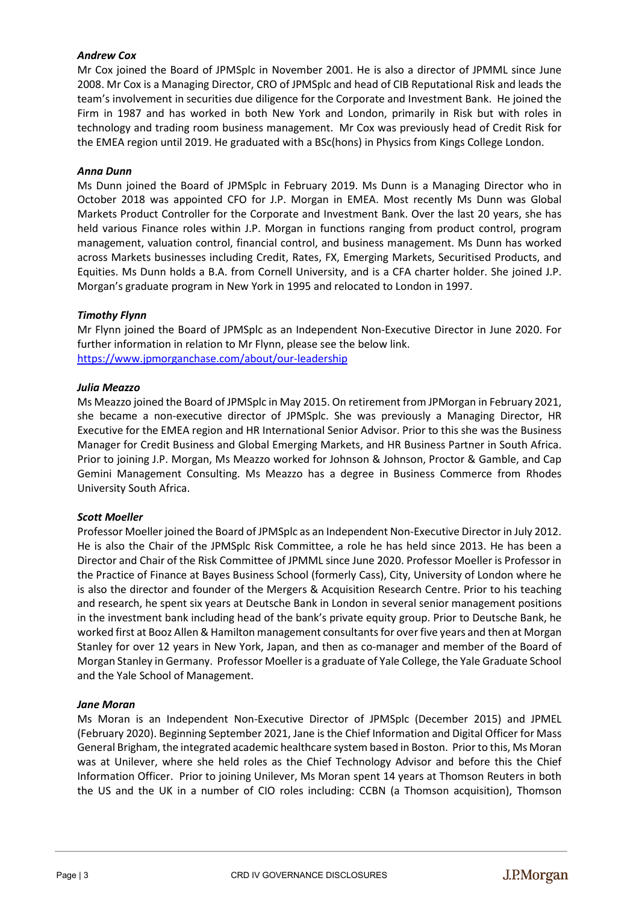***Andrew Cox***

Mr Cox joined the Board of JPMSplc in November 2001. He is also a director of JPMML since June 2008. Mr Cox is a Managing Director, CRO of JPMSplc and head of CIB Reputational Risk and leads the team's involvement in securities due diligence for the Corporate and Investment Bank. He joined the Firm in 1987 and has worked in both New York and London, primarily in Risk but with roles in technology and trading room business management. Mr Cox was previously head of Credit Risk for the EMEA region until 2019. He graduated with a BSc(hons) in Physics from Kings College London.

***Anna Dunn***

Ms Dunn joined the Board of JPMSplc in February 2019. Ms Dunn is a Managing Director who in October 2018 was appointed CFO for J.P. Morgan in EMEA. Most recently Ms Dunn was Global Markets Product Controller for the Corporate and Investment Bank. Over the last 20 years, she has held various Finance roles within J.P. Morgan in functions ranging from product control, program management, valuation control, financial control, and business management. Ms Dunn has worked across Markets businesses including Credit, Rates, FX, Emerging Markets, Securitised Products, and Equities. Ms Dunn holds a B.A. from Cornell University, and is a CFA charter holder. She joined J.P. Morgan's graduate program in New York in 1995 and relocated to London in 1997.

***Timothy Flynn***

Mr Flynn joined the Board of JPMSplc as an Independent Non-Executive Director in June 2020. For further information in relation to Mr Flynn, please see the below link.
[https://www.jpmorganchase.com/about/our-leadership](https://www.jpmorganchase.com/about/our-leadership)

***Julia Meazzo***

Ms Meazzo joined the Board of JPMSplc in May 2015. On retirement from JPMorgan in February 2021, she became a non-executive director of JPMSplc. She was previously a Managing Director, HR Executive for the EMEA region and HR International Senior Advisor. Prior to this she was the Business Manager for Credit Business and Global Emerging Markets, and HR Business Partner in South Africa. Prior to joining J.P. Morgan, Ms Meazzo worked for Johnson & Johnson, Proctor & Gamble, and Cap Gemini Management Consulting. Ms Meazzo has a degree in Business Commerce from Rhodes University South Africa.

***Scott Moeller***

Professor Moeller joined the Board of JPMSplc as an Independent Non-Executive Director in July 2012. He is also the Chair of the JPMSplc Risk Committee, a role he has held since 2013. He has been a Director and Chair of the Risk Committee of JPMML since June 2020. Professor Moeller is Professor in the Practice of Finance at Bayes Business School (formerly Cass), City, University of London where he is also the director and founder of the Mergers & Acquisition Research Centre. Prior to his teaching and research, he spent six years at Deutsche Bank in London in several senior management positions in the investment bank including head of the bank's private equity group. Prior to Deutsche Bank, he worked first at Booz Allen & Hamilton management consultants for over five years and then at Morgan Stanley for over 12 years in New York, Japan, and then as co-manager and member of the Board of Morgan Stanley in Germany. Professor Moeller is a graduate of Yale College, the Yale Graduate School and the Yale School of Management.

***Jane Moran***

Ms Moran is an Independent Non-Executive Director of JPMSplc (December 2015) and JPMEL (February 2020). Beginning September 2021, Jane is the Chief Information and Digital Officer for Mass General Brigham, the integrated academic healthcare system based in Boston. Prior to this, Ms Moran was at Unilever, where she held roles as the Chief Technology Advisor and before this the Chief Information Officer. Prior to joining Unilever, Ms Moran spent 14 years at Thomson Reuters in both the US and the UK in a number of CIO roles including: CCBN (a Thomson acquisition), Thomson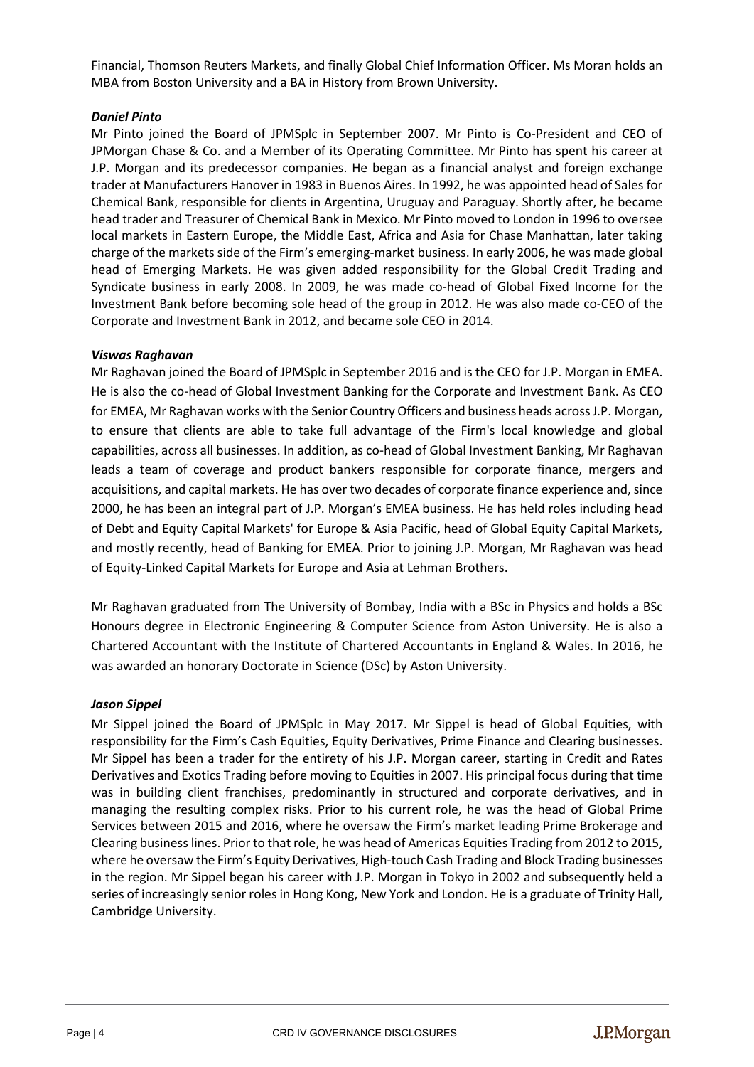Financial, Thomson Reuters Markets, and finally Global Chief Information Officer. Ms Moran holds an MBA from Boston University and a BA in History from Brown University.

***Daniel Pinto***

Mr Pinto joined the Board of JPMSplc in September 2007. Mr Pinto is Co-President and CEO of JPMorgan Chase & Co. and a Member of its Operating Committee. Mr Pinto has spent his career at J.P. Morgan and its predecessor companies. He began as a financial analyst and foreign exchange trader at Manufacturers Hanover in 1983 in Buenos Aires. In 1992, he was appointed head of Sales for Chemical Bank, responsible for clients in Argentina, Uruguay and Paraguay. Shortly after, he became head trader and Treasurer of Chemical Bank in Mexico. Mr Pinto moved to London in 1996 to oversee local markets in Eastern Europe, the Middle East, Africa and Asia for Chase Manhattan, later taking charge of the markets side of the Firm's emerging-market business. In early 2006, he was made global head of Emerging Markets. He was given added responsibility for the Global Credit Trading and Syndicate business in early 2008. In 2009, he was made co-head of Global Fixed Income for the Investment Bank before becoming sole head of the group in 2012. He was also made co-CEO of the Corporate and Investment Bank in 2012, and became sole CEO in 2014.

***Viswas Raghavan***

Mr Raghavan joined the Board of JPMSplc in September 2016 and is the CEO for J.P. Morgan in EMEA. He is also the co-head of Global Investment Banking for the Corporate and Investment Bank. As CEO for EMEA, Mr Raghavan works with the Senior Country Officers and business heads across J.P. Morgan, to ensure that clients are able to take full advantage of the Firm's local knowledge and global capabilities, across all businesses. In addition, as co-head of Global Investment Banking, Mr Raghavan leads a team of coverage and product bankers responsible for corporate finance, mergers and acquisitions, and capital markets. He has over two decades of corporate finance experience and, since 2000, he has been an integral part of J.P. Morgan's EMEA business. He has held roles including head of Debt and Equity Capital Markets' for Europe & Asia Pacific, head of Global Equity Capital Markets, and mostly recently, head of Banking for EMEA. Prior to joining J.P. Morgan, Mr Raghavan was head of Equity-Linked Capital Markets for Europe and Asia at Lehman Brothers.

Mr Raghavan graduated from The University of Bombay, India with a BSc in Physics and holds a BSc Honours degree in Electronic Engineering & Computer Science from Aston University. He is also a Chartered Accountant with the Institute of Chartered Accountants in England & Wales. In 2016, he was awarded an honorary Doctorate in Science (DSc) by Aston University.

***Jason Sippel***

Mr Sippel joined the Board of JPMSplc in May 2017. Mr Sippel is head of Global Equities, with responsibility for the Firm's Cash Equities, Equity Derivatives, Prime Finance and Clearing businesses. Mr Sippel has been a trader for the entirety of his J.P. Morgan career, starting in Credit and Rates Derivatives and Exotics Trading before moving to Equities in 2007. His principal focus during that time was in building client franchises, predominantly in structured and corporate derivatives, and in managing the resulting complex risks. Prior to his current role, he was the head of Global Prime Services between 2015 and 2016, where he oversaw the Firm's market leading Prime Brokerage and Clearing business lines. Prior to that role, he was head of Americas Equities Trading from 2012 to 2015, where he oversaw the Firm's Equity Derivatives, High-touch Cash Trading and Block Trading businesses in the region. Mr Sippel began his career with J.P. Morgan in Tokyo in 2002 and subsequently held a series of increasingly senior roles in Hong Kong, New York and London. He is a graduate of Trinity Hall, Cambridge University.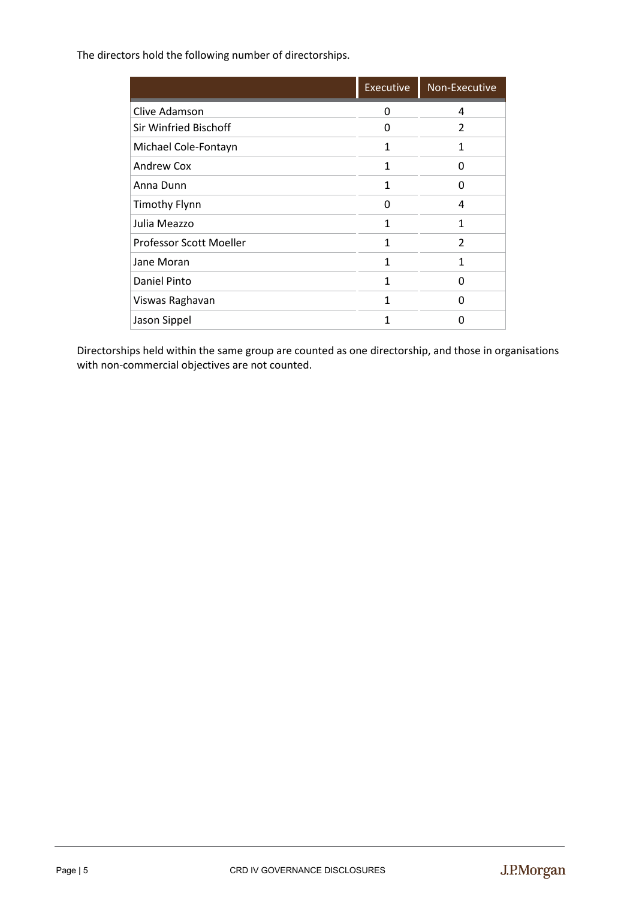The directors hold the following number of directorships.

| | Executive | Non-Executive |
|---|---|---|
| Clive Adamson | 0 | 4 |
| Sir Winfried Bischoff | 0 | 2 |
| Michael Cole-Fontayn | 1 | 1 |
| Andrew Cox | 1 | 0 |
| Anna Dunn | 1 | 0 |
| Timothy Flynn | 0 | 4 |
| Julia Meazzo | 1 | 1 |
| Professor Scott Moeller | 1 | 2 |
| Jane Moran | 1 | 1 |
| Daniel Pinto | 1 | 0 |
| Viswas Raghavan | 1 | 0 |
| Jason Sippel | 1 | 0 |

Directorships held within the same group are counted as one directorship, and those in organisations with non-commercial objectives are not counted.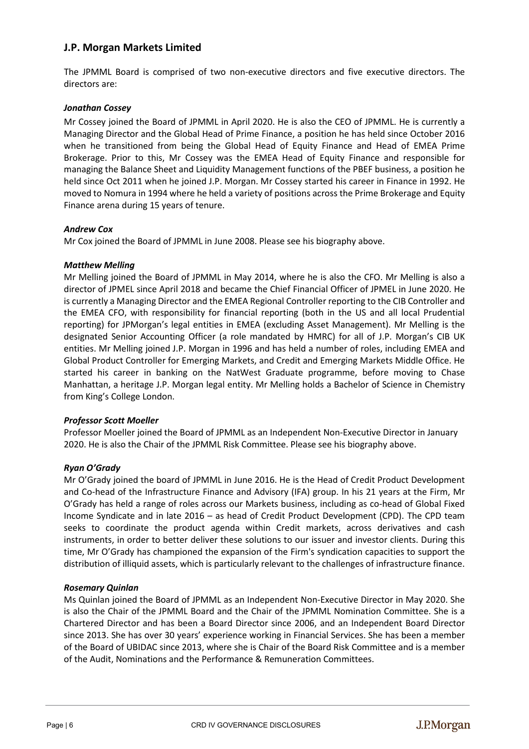## J.P. Morgan Markets Limited

The JPMML Board is comprised of two non-executive directors and five executive directors. The directors are:

#### *Jonathan Cossey*

Mr Cossey joined the Board of JPMML in April 2020. He is also the CEO of JPMML. He is currently a Managing Director and the Global Head of Prime Finance, a position he has held since October 2016 when he transitioned from being the Global Head of Equity Finance and Head of EMEA Prime Brokerage. Prior to this, Mr Cossey was the EMEA Head of Equity Finance and responsible for managing the Balance Sheet and Liquidity Management functions of the PBEF business, a position he held since Oct 2011 when he joined J.P. Morgan. Mr Cossey started his career in Finance in 1992. He moved to Nomura in 1994 where he held a variety of positions across the Prime Brokerage and Equity Finance arena during 15 years of tenure.

#### *Andrew Cox*

Mr Cox joined the Board of JPMML in June 2008. Please see his biography above.

#### *Matthew Melling*

Mr Melling joined the Board of JPMML in May 2014, where he is also the CFO. Mr Melling is also a director of JPMEL since April 2018 and became the Chief Financial Officer of JPMEL in June 2020. He is currently a Managing Director and the EMEA Regional Controller reporting to the CIB Controller and the EMEA CFO, with responsibility for financial reporting (both in the US and all local Prudential reporting) for JPMorgan's legal entities in EMEA (excluding Asset Management). Mr Melling is the designated Senior Accounting Officer (a role mandated by HMRC) for all of J.P. Morgan's CIB UK entities. Mr Melling joined J.P. Morgan in 1996 and has held a number of roles, including EMEA and Global Product Controller for Emerging Markets, and Credit and Emerging Markets Middle Office. He started his career in banking on the NatWest Graduate programme, before moving to Chase Manhattan, a heritage J.P. Morgan legal entity. Mr Melling holds a Bachelor of Science in Chemistry from King's College London.

#### *Professor Scott Moeller*

Professor Moeller joined the Board of JPMML as an Independent Non-Executive Director in January 2020. He is also the Chair of the JPMML Risk Committee. Please see his biography above.

#### *Ryan O'Grady*

Mr O'Grady joined the board of JPMML in June 2016. He is the Head of Credit Product Development and Co-head of the Infrastructure Finance and Advisory (IFA) group. In his 21 years at the Firm, Mr O'Grady has held a range of roles across our Markets business, including as co-head of Global Fixed Income Syndicate and in late 2016 – as head of Credit Product Development (CPD). The CPD team seeks to coordinate the product agenda within Credit markets, across derivatives and cash instruments, in order to better deliver these solutions to our issuer and investor clients. During this time, Mr O'Grady has championed the expansion of the Firm's syndication capacities to support the distribution of illiquid assets, which is particularly relevant to the challenges of infrastructure finance.

#### *Rosemary Quinlan*

Ms Quinlan joined the Board of JPMML as an Independent Non-Executive Director in May 2020. She is also the Chair of the JPMML Board and the Chair of the JPMML Nomination Committee. She is a Chartered Director and has been a Board Director since 2006, and an Independent Board Director since 2013. She has over 30 years' experience working in Financial Services. She has been a member of the Board of UBIDAC since 2013, where she is Chair of the Board Risk Committee and is a member of the Audit, Nominations and the Performance & Remuneration Committees.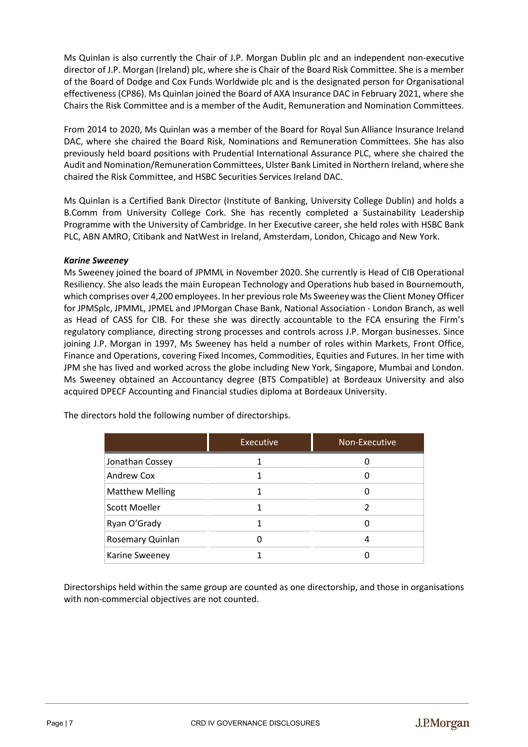Ms Quinlan is also currently the Chair of J.P. Morgan Dublin plc and an independent non-executive director of J.P. Morgan (Ireland) plc, where she is Chair of the Board Risk Committee. She is a member of the Board of Dodge and Cox Funds Worldwide plc and is the designated person for Organisational effectiveness (CP86). Ms Quinlan joined the Board of AXA Insurance DAC in February 2021, where she Chairs the Risk Committee and is a member of the Audit, Remuneration and Nomination Committees.

From 2014 to 2020, Ms Quinlan was a member of the Board for Royal Sun Alliance Insurance Ireland DAC, where she chaired the Board Risk, Nominations and Remuneration Committees. She has also previously held board positions with Prudential International Assurance PLC, where she chaired the Audit and Nomination/Remuneration Committees, Ulster Bank Limited in Northern Ireland, where she chaired the Risk Committee, and HSBC Securities Services Ireland DAC.

Ms Quinlan is a Certified Bank Director (Institute of Banking, University College Dublin) and holds a B.Comm from University College Cork. She has recently completed a Sustainability Leadership Programme with the University of Cambridge. In her Executive career, she held roles with HSBC Bank PLC, ABN AMRO, Citibank and NatWest in Ireland, Amsterdam, London, Chicago and New York.

***Karine Sweeney***

Ms Sweeney joined the board of JPMML in November 2020. She currently is Head of CIB Operational Resiliency. She also leads the main European Technology and Operations hub based in Bournemouth, which comprises over 4,200 employees. In her previous role Ms Sweeney was the Client Money Officer for JPMSplc, JPMML, JPMEL and JPMorgan Chase Bank, National Association - London Branch, as well as Head of CASS for CIB. For these she was directly accountable to the FCA ensuring the Firm's regulatory compliance, directing strong processes and controls across J.P. Morgan businesses. Since joining J.P. Morgan in 1997, Ms Sweeney has held a number of roles within Markets, Front Office, Finance and Operations, covering Fixed Incomes, Commodities, Equities and Futures. In her time with JPM she has lived and worked across the globe including New York, Singapore, Mumbai and London. Ms Sweeney obtained an Accountancy degree (BTS Compatible) at Bordeaux University and also acquired DPECF Accounting and Financial studies diploma at Bordeaux University.

The directors hold the following number of directorships.

| | Executive | Non-Executive |
|---|---|---|
| Jonathan Cossey | 1 | 0 |
| Andrew Cox | 1 | 0 |
| Matthew Melling | 1 | 0 |
| Scott Moeller | 1 | 2 |
| Ryan O'Grady | 1 | 0 |
| Rosemary Quinlan | 0 | 4 |
| Karine Sweeney | 1 | 0 |

Directorships held within the same group are counted as one directorship, and those in organisations with non-commercial objectives are not counted.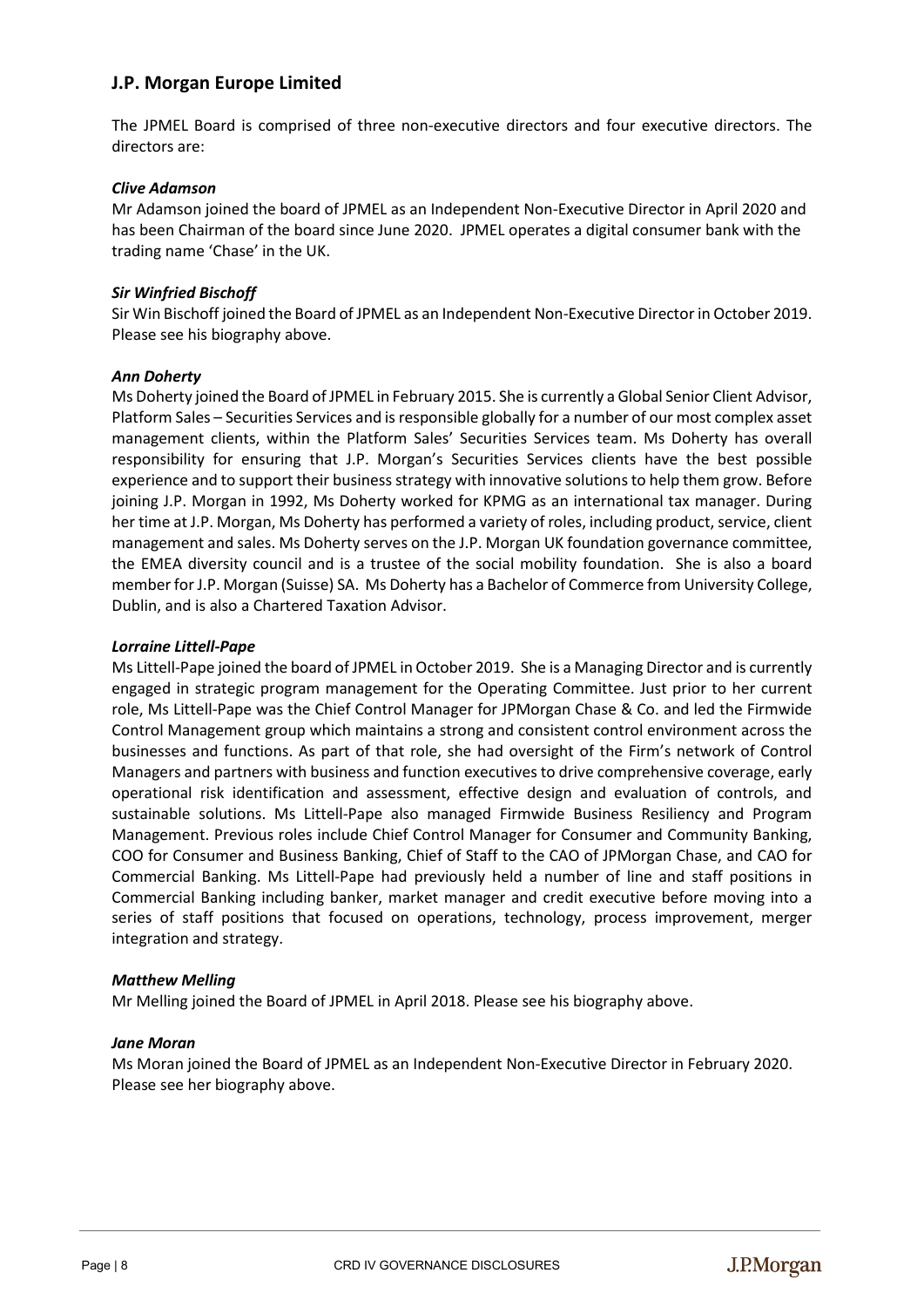## J.P. Morgan Europe Limited

The JPMEL Board is comprised of three non-executive directors and four executive directors. The directors are:

***Clive Adamson***

Mr Adamson joined the board of JPMEL as an Independent Non-Executive Director in April 2020 and has been Chairman of the board since June 2020. JPMEL operates a digital consumer bank with the trading name 'Chase' in the UK.

***Sir Winfried Bischoff***

Sir Win Bischoff joined the Board of JPMEL as an Independent Non-Executive Director in October 2019. Please see his biography above.

***Ann Doherty***

Ms Doherty joined the Board of JPMEL in February 2015. She is currently a Global Senior Client Advisor, Platform Sales – Securities Services and is responsible globally for a number of our most complex asset management clients, within the Platform Sales' Securities Services team. Ms Doherty has overall responsibility for ensuring that J.P. Morgan's Securities Services clients have the best possible experience and to support their business strategy with innovative solutions to help them grow. Before joining J.P. Morgan in 1992, Ms Doherty worked for KPMG as an international tax manager. During her time at J.P. Morgan, Ms Doherty has performed a variety of roles, including product, service, client management and sales. Ms Doherty serves on the J.P. Morgan UK foundation governance committee, the EMEA diversity council and is a trustee of the social mobility foundation. She is also a board member for J.P. Morgan (Suisse) SA. Ms Doherty has a Bachelor of Commerce from University College, Dublin, and is also a Chartered Taxation Advisor.

***Lorraine Littell-Pape***

Ms Littell-Pape joined the board of JPMEL in October 2019. She is a Managing Director and is currently engaged in strategic program management for the Operating Committee. Just prior to her current role, Ms Littell-Pape was the Chief Control Manager for JPMorgan Chase & Co. and led the Firmwide Control Management group which maintains a strong and consistent control environment across the businesses and functions. As part of that role, she had oversight of the Firm's network of Control Managers and partners with business and function executives to drive comprehensive coverage, early operational risk identification and assessment, effective design and evaluation of controls, and sustainable solutions. Ms Littell-Pape also managed Firmwide Business Resiliency and Program Management. Previous roles include Chief Control Manager for Consumer and Community Banking, COO for Consumer and Business Banking, Chief of Staff to the CAO of JPMorgan Chase, and CAO for Commercial Banking. Ms Littell-Pape had previously held a number of line and staff positions in Commercial Banking including banker, market manager and credit executive before moving into a series of staff positions that focused on operations, technology, process improvement, merger integration and strategy.

***Matthew Melling***

Mr Melling joined the Board of JPMEL in April 2018. Please see his biography above.

***Jane Moran***

Ms Moran joined the Board of JPMEL as an Independent Non-Executive Director in February 2020. Please see her biography above.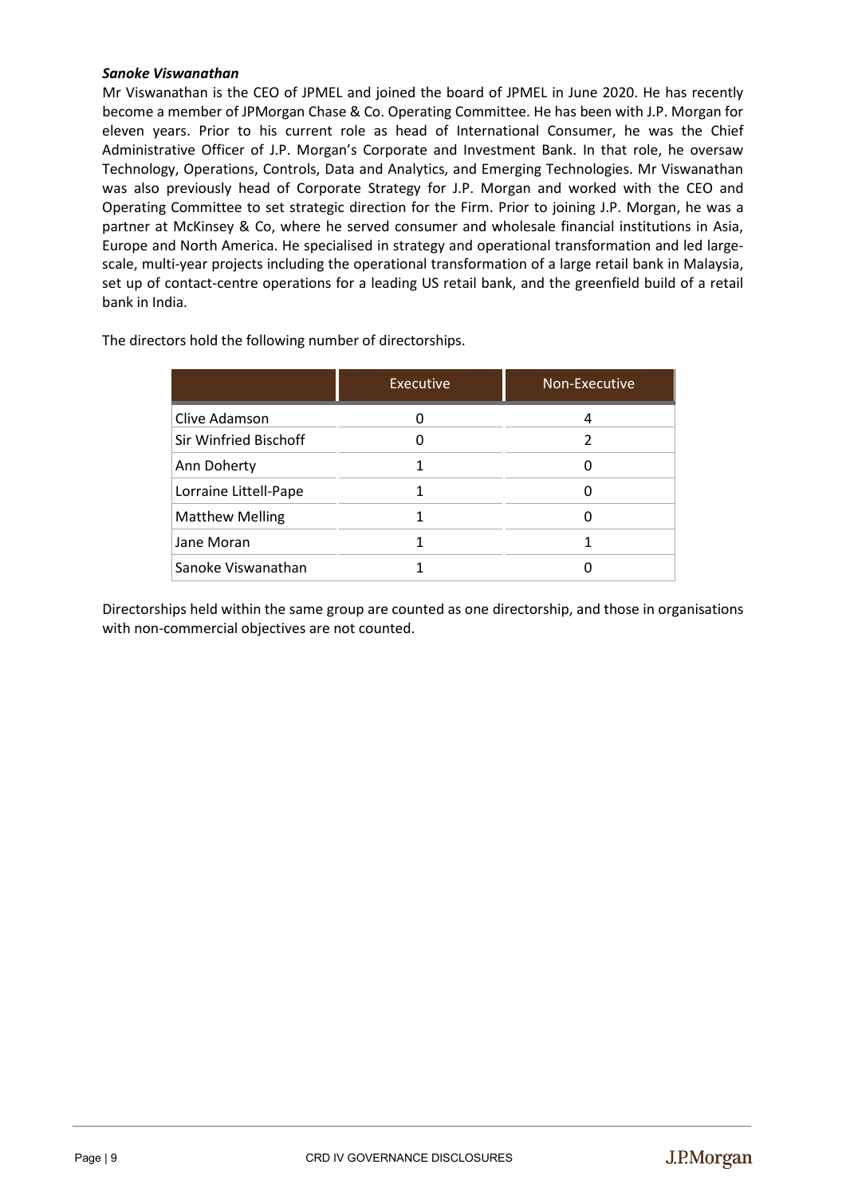***Sanoke Viswanathan***

Mr Viswanathan is the CEO of JPMEL and joined the board of JPMEL in June 2020. He has recently become a member of JPMorgan Chase & Co. Operating Committee. He has been with J.P. Morgan for eleven years. Prior to his current role as head of International Consumer, he was the Chief Administrative Officer of J.P. Morgan's Corporate and Investment Bank. In that role, he oversaw Technology, Operations, Controls, Data and Analytics, and Emerging Technologies. Mr Viswanathan was also previously head of Corporate Strategy for J.P. Morgan and worked with the CEO and Operating Committee to set strategic direction for the Firm. Prior to joining J.P. Morgan, he was a partner at McKinsey & Co, where he served consumer and wholesale financial institutions in Asia, Europe and North America. He specialised in strategy and operational transformation and led large-scale, multi-year projects including the operational transformation of a large retail bank in Malaysia, set up of contact-centre operations for a leading US retail bank, and the greenfield build of a retail bank in India.

The directors hold the following number of directorships.

| | Executive | Non-Executive |
|---|---|---|
| Clive Adamson | 0 | 4 |
| Sir Winfried Bischoff | 0 | 2 |
| Ann Doherty | 1 | 0 |
| Lorraine Littell-Pape | 1 | 0 |
| Matthew Melling | 1 | 0 |
| Jane Moran | 1 | 1 |
| Sanoke Viswanathan | 1 | 0 |

Directorships held within the same group are counted as one directorship, and those in organisations with non-commercial objectives are not counted.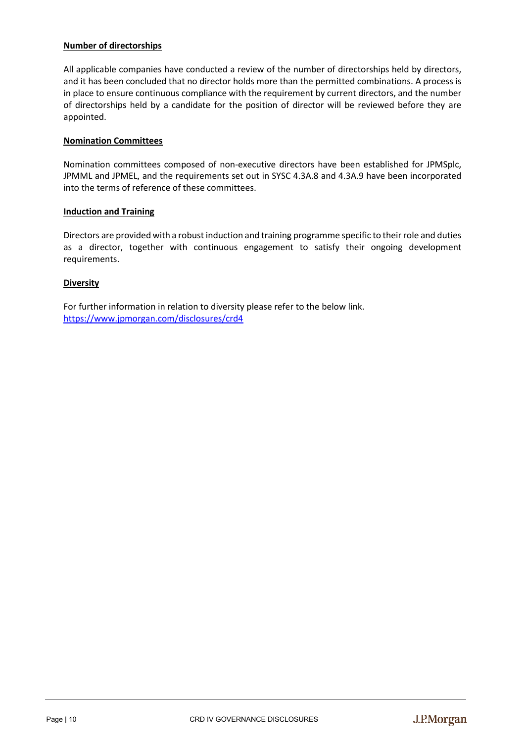**Number of directorships**

All applicable companies have conducted a review of the number of directorships held by directors, and it has been concluded that no director holds more than the permitted combinations. A process is in place to ensure continuous compliance with the requirement by current directors, and the number of directorships held by a candidate for the position of director will be reviewed before they are appointed.

**Nomination Committees**

Nomination committees composed of non-executive directors have been established for JPMSplc, JPMML and JPMEL, and the requirements set out in SYSC 4.3A.8 and 4.3A.9 have been incorporated into the terms of reference of these committees.

**Induction and Training**

Directors are provided with a robust induction and training programme specific to their role and duties as a director, together with continuous engagement to satisfy their ongoing development requirements.

**Diversity**

For further information in relation to diversity please refer to the below link.
https://www.jpmorgan.com/disclosures/crd4